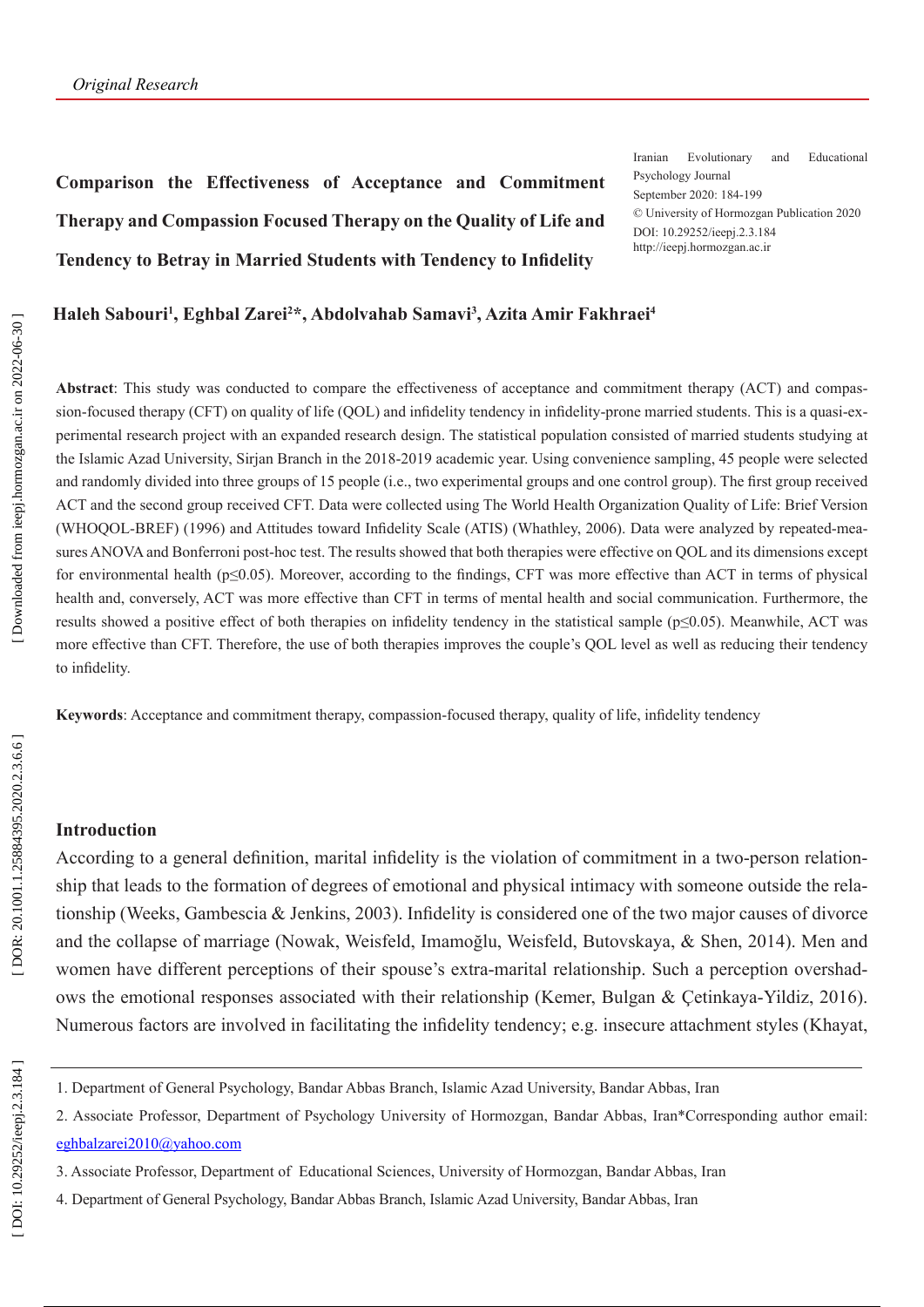*Original Research*

Iranian Evolutionary and Educational Psychology Journal
September 2020: 184-199
© University of Hormozgan Publication 2020
DOI: 10.29252/ieepj.2.3.184
http://ieepj.hormozgan.ac.ir

# Comparison the Effectiveness of Acceptance and Commitment Therapy and Compassion Focused Therapy on the Quality of Life and Tendency to Betray in Married Students with Tendency to Infidelity

**Haleh Sabouri[1], Eghbal Zarei[2]*, Abdolvahab Samavi[3], Azita Amir Fakhraei[4]**

**Abstract**: This study was conducted to compare the effectiveness of acceptance and commitment therapy (ACT) and compassion-focused therapy (CFT) on quality of life (QOL) and infidelity tendency in infidelity-prone married students. This is a quasi-experimental research project with an expanded research design. The statistical population consisted of married students studying at the Islamic Azad University, Sirjan Branch in the 2018-2019 academic year. Using convenience sampling, 45 people were selected and randomly divided into three groups of 15 people (i.e., two experimental groups and one control group). The first group received ACT and the second group received CFT. Data were collected using The World Health Organization Quality of Life: Brief Version (WHOQOL-BREF) (1996) and Attitudes toward Infidelity Scale (ATIS) (Whathley, 2006). Data were analyzed by repeated-measures ANOVA and Bonferroni post-hoc test. The results showed that both therapies were effective on QOL and its dimensions except for environmental health ($p \leq 0.05$). Moreover, according to the findings, CFT was more effective than ACT in terms of physical health and, conversely, ACT was more effective than CFT in terms of mental health and social communication. Furthermore, the results showed a positive effect of both therapies on infidelity tendency in the statistical sample ($p \leq 0.05$). Meanwhile, ACT was more effective than CFT. Therefore, the use of both therapies improves the couple's QOL level as well as reducing their tendency to infidelity.

**Keywords**: Acceptance and commitment therapy, compassion-focused therapy, quality of life, infidelity tendency

## Introduction

According to a general definition, marital infidelity is the violation of commitment in a two-person relationship that leads to the formation of degrees of emotional and physical intimacy with someone outside the relationship (Weeks, Gambescia & Jenkins, 2003). Infidelity is considered one of the two major causes of divorce and the collapse of marriage (Nowak, Weisfeld, Imamoğlu, Weisfeld, Butovskaya, & Shen, 2014). Men and women have different perceptions of their spouse's extra-marital relationship. Such a perception overshadows the emotional responses associated with their relationship (Kemer, Bulgan & Çetinkaya-Yildiz, 2016). Numerous factors are involved in facilitating the infidelity tendency; e.g. insecure attachment styles (Khayat,

---

1. Department of General Psychology, Bandar Abbas Branch, Islamic Azad University, Bandar Abbas, Iran

2. Associate Professor, Department of Psychology University of Hormozgan, Bandar Abbas, Iran*Corresponding author email: eghbalzarei2010@yahoo.com

3. Associate Professor, Department of Educational Sciences, University of Hormozgan, Bandar Abbas, Iran

4. Department of General Psychology, Bandar Abbas Branch, Islamic Azad University, Bandar Abbas, Iran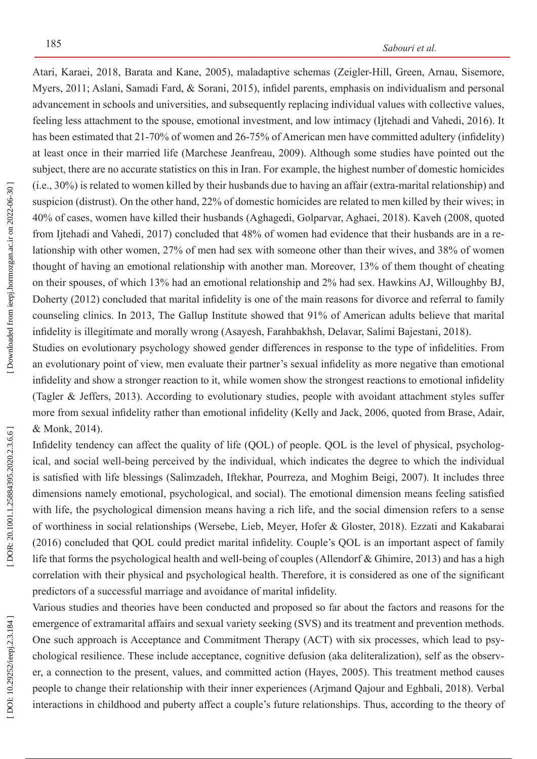Atari, Karaei, 2018, Barata and Kane, 2005), maladaptive schemas (Zeigler-Hill, Green, Arnau, Sisemore, Myers, 2011; Aslani, Samadi Fard, & Sorani, 2015), infidel parents, emphasis on individualism and personal advancement in schools and universities, and subsequently replacing individual values with collective values, feeling less attachment to the spouse, emotional investment, and low intimacy (Ijtehadi and Vahedi, 2016). It has been estimated that 21-70% of women and 26-75% of American men have committed adultery (infidelity) at least once in their married life (Marchese Jeanfreau, 2009). Although some studies have pointed out the subject, there are no accurate statistics on this in Iran. For example, the highest number of domestic homicides (i.e., 30%) is related to women killed by their husbands due to having an affair (extra-marital relationship) and suspicion (distrust). On the other hand, 22% of domestic homicides are related to men killed by their wives; in 40% of cases, women have killed their husbands (Aghagedi, Golparvar, Aghaei, 2018). Kaveh (2008, quoted from Ijtehadi and Vahedi, 2017) concluded that 48% of women had evidence that their husbands are in a relationship with other women, 27% of men had sex with someone other than their wives, and 38% of women thought of having an emotional relationship with another man. Moreover, 13% of them thought of cheating on their spouses, of which 13% had an emotional relationship and 2% had sex. Hawkins AJ, Willoughby BJ, Doherty (2012) concluded that marital infidelity is one of the main reasons for divorce and referral to family counseling clinics. In 2013, The Gallup Institute showed that 91% of American adults believe that marital infidelity is illegitimate and morally wrong (Asayesh, Farahbakhsh, Delavar, Salimi Bajestani, 2018).

Studies on evolutionary psychology showed gender differences in response to the type of infidelities. From an evolutionary point of view, men evaluate their partner's sexual infidelity as more negative than emotional infidelity and show a stronger reaction to it, while women show the strongest reactions to emotional infidelity (Tagler & Jeffers, 2013). According to evolutionary studies, people with avoidant attachment styles suffer more from sexual infidelity rather than emotional infidelity (Kelly and Jack, 2006, quoted from Brase, Adair, & Monk, 2014).

Infidelity tendency can affect the quality of life (QOL) of people. QOL is the level of physical, psychological, and social well-being perceived by the individual, which indicates the degree to which the individual is satisfied with life blessings (Salimzadeh, Iftekhar, Pourreza, and Moghim Beigi, 2007). It includes three dimensions namely emotional, psychological, and social). The emotional dimension means feeling satisfied with life, the psychological dimension means having a rich life, and the social dimension refers to a sense of worthiness in social relationships (Wersebe, Lieb, Meyer, Hofer & Gloster, 2018). Ezzati and Kakabarai (2016) concluded that QOL could predict marital infidelity. Couple's QOL is an important aspect of family life that forms the psychological health and well-being of couples (Allendorf & Ghimire, 2013) and has a high correlation with their physical and psychological health. Therefore, it is considered as one of the significant predictors of a successful marriage and avoidance of marital infidelity.

Various studies and theories have been conducted and proposed so far about the factors and reasons for the emergence of extramarital affairs and sexual variety seeking (SVS) and its treatment and prevention methods. One such approach is Acceptance and Commitment Therapy (ACT) with six processes, which lead to psychological resilience. These include acceptance, cognitive defusion (aka deliteralization), self as the observer, a connection to the present, values, and committed action (Hayes, 2005). This treatment method causes people to change their relationship with their inner experiences (Arjmand Qajour and Eghbali, 2018). Verbal interactions in childhood and puberty affect a couple's future relationships. Thus, according to the theory of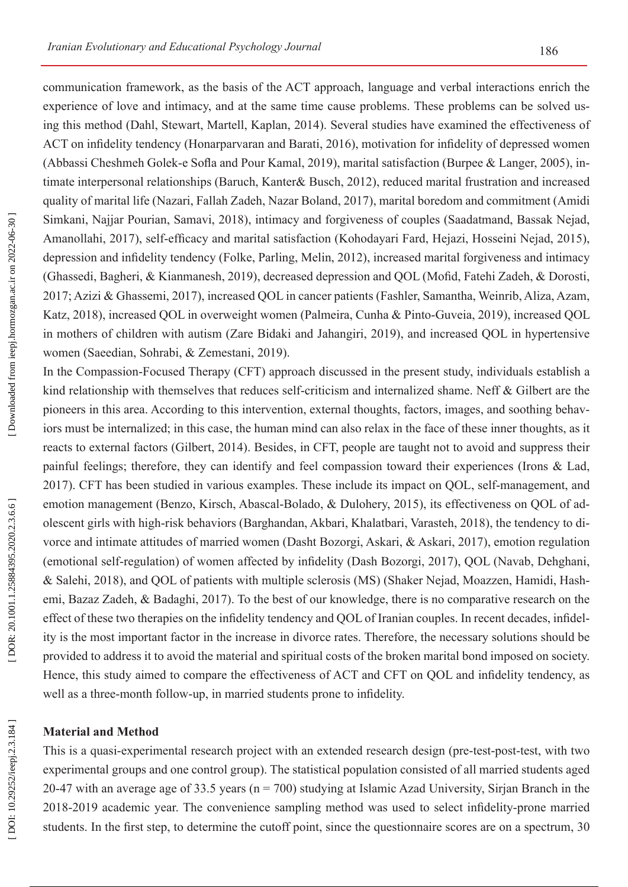communication framework, as the basis of the ACT approach, language and verbal interactions enrich the experience of love and intimacy, and at the same time cause problems. These problems can be solved using this method (Dahl, Stewart, Martell, Kaplan, 2014). Several studies have examined the effectiveness of ACT on infidelity tendency (Honarparvaran and Barati, 2016), motivation for infidelity of depressed women (Abbassi Cheshmeh Golek-e Sofla and Pour Kamal, 2019), marital satisfaction (Burpee & Langer, 2005), intimate interpersonal relationships (Baruch, Kanter& Busch, 2012), reduced marital frustration and increased quality of marital life (Nazari, Fallah Zadeh, Nazar Boland, 2017), marital boredom and commitment (Amidi Simkani, Najjar Pourian, Samavi, 2018), intimacy and forgiveness of couples (Saadatmand, Bassak Nejad, Amanollahi, 2017), self-efficacy and marital satisfaction (Kohodayari Fard, Hejazi, Hosseini Nejad, 2015), depression and infidelity tendency (Folke, Parling, Melin, 2012), increased marital forgiveness and intimacy (Ghassedi, Bagheri, & Kianmanesh, 2019), decreased depression and QOL (Mofid, Fatehi Zadeh, & Dorosti, 2017; Azizi & Ghassemi, 2017), increased QOL in cancer patients (Fashler, Samantha, Weinrib, Aliza, Azam, Katz, 2018), increased QOL in overweight women (Palmeira, Cunha & Pinto-Guveia, 2019), increased QOL in mothers of children with autism (Zare Bidaki and Jahangiri, 2019), and increased QOL in hypertensive women (Saeedian, Sohrabi, & Zemestani, 2019).

In the Compassion-Focused Therapy (CFT) approach discussed in the present study, individuals establish a kind relationship with themselves that reduces self-criticism and internalized shame. Neff & Gilbert are the pioneers in this area. According to this intervention, external thoughts, factors, images, and soothing behaviors must be internalized; in this case, the human mind can also relax in the face of these inner thoughts, as it reacts to external factors (Gilbert, 2014). Besides, in CFT, people are taught not to avoid and suppress their painful feelings; therefore, they can identify and feel compassion toward their experiences (Irons & Lad, 2017). CFT has been studied in various examples. These include its impact on QOL, self-management, and emotion management (Benzo, Kirsch, Abascal-Bolado, & Dulohery, 2015), its effectiveness on QOL of adolescent girls with high-risk behaviors (Barghandan, Akbari, Khalatbari, Varasteh, 2018), the tendency to divorce and intimate attitudes of married women (Dasht Bozorgi, Askari, & Askari, 2017), emotion regulation (emotional self-regulation) of women affected by infidelity (Dash Bozorgi, 2017), QOL (Navab, Dehghani, & Salehi, 2018), and QOL of patients with multiple sclerosis (MS) (Shaker Nejad, Moazzen, Hamidi, Hashemi, Bazaz Zadeh, & Badaghi, 2017). To the best of our knowledge, there is no comparative research on the effect of these two therapies on the infidelity tendency and QOL of Iranian couples. In recent decades, infidelity is the most important factor in the increase in divorce rates. Therefore, the necessary solutions should be provided to address it to avoid the material and spiritual costs of the broken marital bond imposed on society. Hence, this study aimed to compare the effectiveness of ACT and CFT on QOL and infidelity tendency, as well as a three-month follow-up, in married students prone to infidelity.

## Material and Method

This is a quasi-experimental research project with an extended research design (pre-test-post-test, with two experimental groups and one control group). The statistical population consisted of all married students aged 20-47 with an average age of 33.5 years (n = 700) studying at Islamic Azad University, Sirjan Branch in the 2018-2019 academic year. The convenience sampling method was used to select infidelity-prone married students. In the first step, to determine the cutoff point, since the questionnaire scores are on a spectrum, 30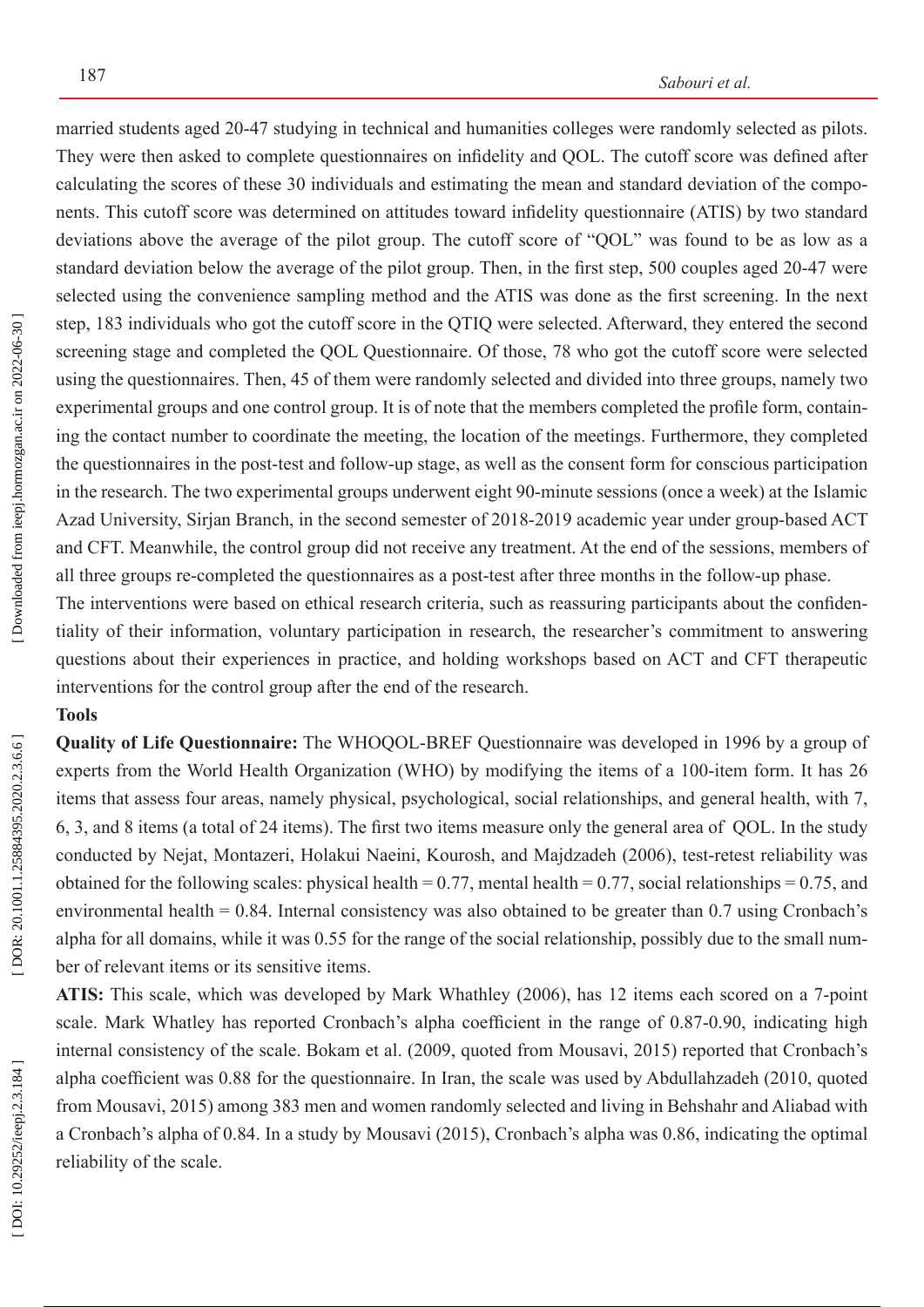married students aged 20-47 studying in technical and humanities colleges were randomly selected as pilots. They were then asked to complete questionnaires on infidelity and QOL. The cutoff score was defined after calculating the scores of these 30 individuals and estimating the mean and standard deviation of the components. This cutoff score was determined on attitudes toward infidelity questionnaire (ATIS) by two standard deviations above the average of the pilot group. The cutoff score of "QOL" was found to be as low as a standard deviation below the average of the pilot group. Then, in the first step, 500 couples aged 20-47 were selected using the convenience sampling method and the ATIS was done as the first screening. In the next step, 183 individuals who got the cutoff score in the QTIQ were selected. Afterward, they entered the second screening stage and completed the QOL Questionnaire. Of those, 78 who got the cutoff score were selected using the questionnaires. Then, 45 of them were randomly selected and divided into three groups, namely two experimental groups and one control group. It is of note that the members completed the profile form, containing the contact number to coordinate the meeting, the location of the meetings. Furthermore, they completed the questionnaires in the post-test and follow-up stage, as well as the consent form for conscious participation in the research. The two experimental groups underwent eight 90-minute sessions (once a week) at the Islamic Azad University, Sirjan Branch, in the second semester of 2018-2019 academic year under group-based ACT and CFT. Meanwhile, the control group did not receive any treatment. At the end of the sessions, members of all three groups re-completed the questionnaires as a post-test after three months in the follow-up phase.

The interventions were based on ethical research criteria, such as reassuring participants about the confidentiality of their information, voluntary participation in research, the researcher's commitment to answering questions about their experiences in practice, and holding workshops based on ACT and CFT therapeutic interventions for the control group after the end of the research.

**Tools**

**Quality of Life Questionnaire:** The WHOQOL-BREF Questionnaire was developed in 1996 by a group of experts from the World Health Organization (WHO) by modifying the items of a 100-item form. It has 26 items that assess four areas, namely physical, psychological, social relationships, and general health, with 7, 6, 3, and 8 items (a total of 24 items). The first two items measure only the general area of QOL. In the study conducted by Nejat, Montazeri, Holakui Naeini, Kourosh, and Majdzadeh (2006), test-retest reliability was obtained for the following scales: physical health = 0.77, mental health = 0.77, social relationships = 0.75, and environmental health = 0.84. Internal consistency was also obtained to be greater than 0.7 using Cronbach's alpha for all domains, while it was 0.55 for the range of the social relationship, possibly due to the small number of relevant items or its sensitive items.

**ATIS:** This scale, which was developed by Mark Whathley (2006), has 12 items each scored on a 7-point scale. Mark Whatley has reported Cronbach's alpha coefficient in the range of 0.87-0.90, indicating high internal consistency of the scale. Bokam et al. (2009, quoted from Mousavi, 2015) reported that Cronbach's alpha coefficient was 0.88 for the questionnaire. In Iran, the scale was used by Abdullahzadeh (2010, quoted from Mousavi, 2015) among 383 men and women randomly selected and living in Behshahr and Aliabad with a Cronbach's alpha of 0.84. In a study by Mousavi (2015), Cronbach's alpha was 0.86, indicating the optimal reliability of the scale.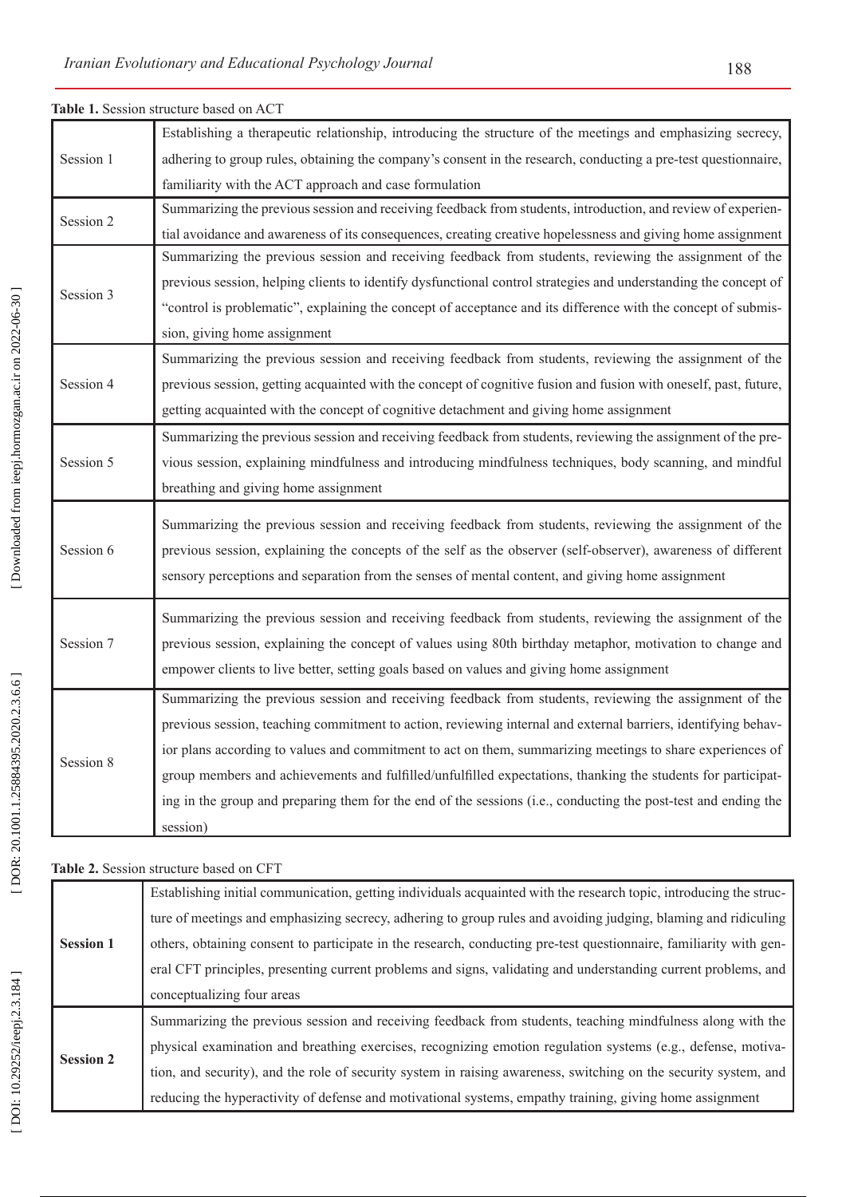**Table 1.** Session structure based on ACT

| | |
|---|---|
| Session 1 | Establishing a therapeutic relationship, introducing the structure of the meetings and emphasizing secrecy, adhering to group rules, obtaining the company's consent in the research, conducting a pre-test questionnaire, familiarity with the ACT approach and case formulation |
| Session 2 | Summarizing the previous session and receiving feedback from students, introduction, and review of experiential avoidance and awareness of its consequences, creating creative hopelessness and giving home assignment |
| Session 3 | Summarizing the previous session and receiving feedback from students, reviewing the assignment of the previous session, helping clients to identify dysfunctional control strategies and understanding the concept of "control is problematic", explaining the concept of acceptance and its difference with the concept of submission, giving home assignment |
| Session 4 | Summarizing the previous session and receiving feedback from students, reviewing the assignment of the previous session, getting acquainted with the concept of cognitive fusion and fusion with oneself, past, future, getting acquainted with the concept of cognitive detachment and giving home assignment |
| Session 5 | Summarizing the previous session and receiving feedback from students, reviewing the assignment of the previous session, explaining mindfulness and introducing mindfulness techniques, body scanning, and mindful breathing and giving home assignment |
| Session 6 | Summarizing the previous session and receiving feedback from students, reviewing the assignment of the previous session, explaining the concepts of the self as the observer (self-observer), awareness of different sensory perceptions and separation from the senses of mental content, and giving home assignment |
| Session 7 | Summarizing the previous session and receiving feedback from students, reviewing the assignment of the previous session, explaining the concept of values using 80th birthday metaphor, motivation to change and empower clients to live better, setting goals based on values and giving home assignment |
| Session 8 | Summarizing the previous session and receiving feedback from students, reviewing the assignment of the previous session, teaching commitment to action, reviewing internal and external barriers, identifying behavior plans according to values and commitment to act on them, summarizing meetings to share experiences of group members and achievements and fulfilled/unfulfilled expectations, thanking the students for participating in the group and preparing them for the end of the sessions (i.e., conducting the post-test and ending the session) |

**Table 2.** Session structure based on CFT

| | |
|---|---|
| **Session 1** | Establishing initial communication, getting individuals acquainted with the research topic, introducing the structure of meetings and emphasizing secrecy, adhering to group rules and avoiding judging, blaming and ridiculing others, obtaining consent to participate in the research, conducting pre-test questionnaire, familiarity with general CFT principles, presenting current problems and signs, validating and understanding current problems, and conceptualizing four areas |
| **Session 2** | Summarizing the previous session and receiving feedback from students, teaching mindfulness along with the physical examination and breathing exercises, recognizing emotion regulation systems (e.g., defense, motivation, and security), and the role of security system in raising awareness, switching on the security system, and reducing the hyperactivity of defense and motivational systems, empathy training, giving home assignment |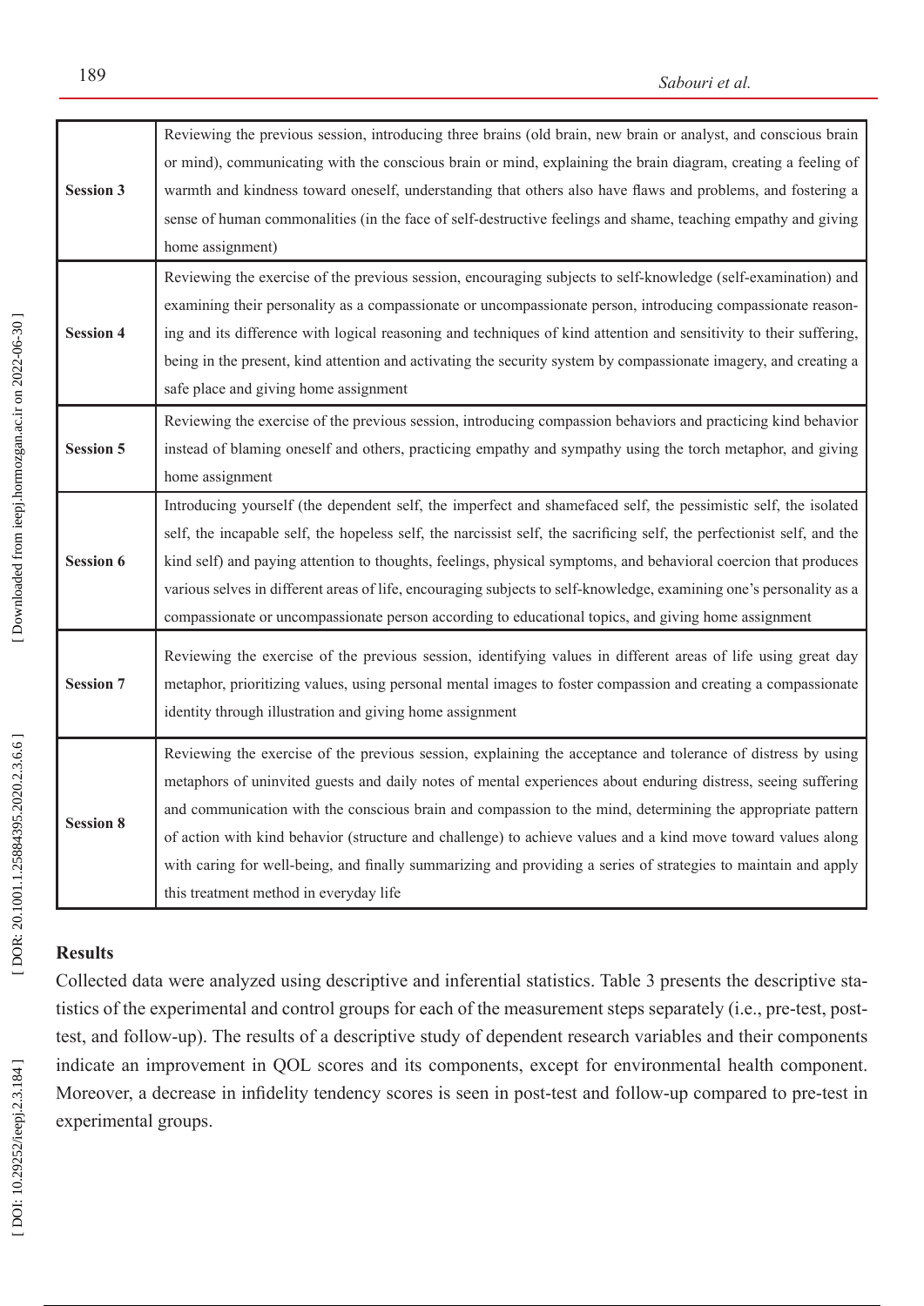| | |
|---|---|
| **Session 3** | Reviewing the previous session, introducing three brains (old brain, new brain or analyst, and conscious brain or mind), communicating with the conscious brain or mind, explaining the brain diagram, creating a feeling of warmth and kindness toward oneself, understanding that others also have flaws and problems, and fostering a sense of human commonalities (in the face of self-destructive feelings and shame, teaching empathy and giving home assignment) |
| **Session 4** | Reviewing the exercise of the previous session, encouraging subjects to self-knowledge (self-examination) and examining their personality as a compassionate or uncompassionate person, introducing compassionate reasoning and its difference with logical reasoning and techniques of kind attention and sensitivity to their suffering, being in the present, kind attention and activating the security system by compassionate imagery, and creating a safe place and giving home assignment |
| **Session 5** | Reviewing the exercise of the previous session, introducing compassion behaviors and practicing kind behavior instead of blaming oneself and others, practicing empathy and sympathy using the torch metaphor, and giving home assignment |
| **Session 6** | Introducing yourself (the dependent self, the imperfect and shamefaced self, the pessimistic self, the isolated self, the incapable self, the hopeless self, the narcissist self, the sacrificing self, the perfectionist self, and the kind self) and paying attention to thoughts, feelings, physical symptoms, and behavioral coercion that produces various selves in different areas of life, encouraging subjects to self-knowledge, examining one's personality as a compassionate or uncompassionate person according to educational topics, and giving home assignment |
| **Session 7** | Reviewing the exercise of the previous session, identifying values in different areas of life using great day metaphor, prioritizing values, using personal mental images to foster compassion and creating a compassionate identity through illustration and giving home assignment |
| **Session 8** | Reviewing the exercise of the previous session, explaining the acceptance and tolerance of distress by using metaphors of uninvited guests and daily notes of mental experiences about enduring distress, seeing suffering and communication with the conscious brain and compassion to the mind, determining the appropriate pattern of action with kind behavior (structure and challenge) to achieve values and a kind move toward values along with caring for well-being, and finally summarizing and providing a series of strategies to maintain and apply this treatment method in everyday life |

## Results

Collected data were analyzed using descriptive and inferential statistics. Table 3 presents the descriptive statistics of the experimental and control groups for each of the measurement steps separately (i.e., pre-test, post-test, and follow-up). The results of a descriptive study of dependent research variables and their components indicate an improvement in QOL scores and its components, except for environmental health component. Moreover, a decrease in infidelity tendency scores is seen in post-test and follow-up compared to pre-test in experimental groups.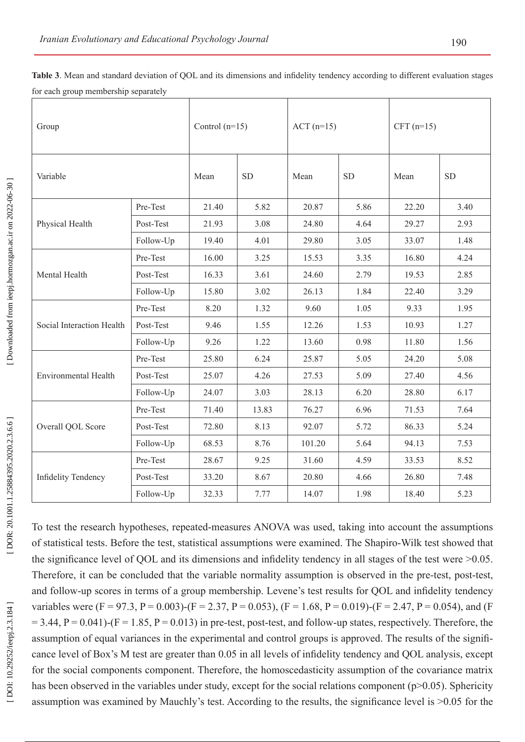**Table 3**. Mean and standard deviation of QOL and its dimensions and infidelity tendency according to different evaluation stages for each group membership separately

| Group | | Control (n=15) | | ACT (n=15) | | CFT (n=15) | |
|---|---|---|---|---|---|---|---|
| Variable | | Mean | SD | Mean | SD | Mean | SD |
| Physical Health | Pre-Test | 21.40 | 5.82 | 20.87 | 5.86 | 22.20 | 3.40 |
| | Post-Test | 21.93 | 3.08 | 24.80 | 4.64 | 29.27 | 2.93 |
| | Follow-Up | 19.40 | 4.01 | 29.80 | 3.05 | 33.07 | 1.48 |
| Mental Health | Pre-Test | 16.00 | 3.25 | 15.53 | 3.35 | 16.80 | 4.24 |
| | Post-Test | 16.33 | 3.61 | 24.60 | 2.79 | 19.53 | 2.85 |
| | Follow-Up | 15.80 | 3.02 | 26.13 | 1.84 | 22.40 | 3.29 |
| Social Interaction Health | Pre-Test | 8.20 | 1.32 | 9.60 | 1.05 | 9.33 | 1.95 |
| | Post-Test | 9.46 | 1.55 | 12.26 | 1.53 | 10.93 | 1.27 |
| | Follow-Up | 9.26 | 1.22 | 13.60 | 0.98 | 11.80 | 1.56 |
| Environmental Health | Pre-Test | 25.80 | 6.24 | 25.87 | 5.05 | 24.20 | 5.08 |
| | Post-Test | 25.07 | 4.26 | 27.53 | 5.09 | 27.40 | 4.56 |
| | Follow-Up | 24.07 | 3.03 | 28.13 | 6.20 | 28.80 | 6.17 |
| Overall QOL Score | Pre-Test | 71.40 | 13.83 | 76.27 | 6.96 | 71.53 | 7.64 |
| | Post-Test | 72.80 | 8.13 | 92.07 | 5.72 | 86.33 | 5.24 |
| | Follow-Up | 68.53 | 8.76 | 101.20 | 5.64 | 94.13 | 7.53 |
| Infidelity Tendency | Pre-Test | 28.67 | 9.25 | 31.60 | 4.59 | 33.53 | 8.52 |
| | Post-Test | 33.20 | 8.67 | 20.80 | 4.66 | 26.80 | 7.48 |
| | Follow-Up | 32.33 | 7.77 | 14.07 | 1.98 | 18.40 | 5.23 |

To test the research hypotheses, repeated-measures ANOVA was used, taking into account the assumptions of statistical tests. Before the test, statistical assumptions were examined. The Shapiro-Wilk test showed that the significance level of QOL and its dimensions and infidelity tendency in all stages of the test were >0.05. Therefore, it can be concluded that the variable normality assumption is observed in the pre-test, post-test, and follow-up scores in terms of a group membership. Levene's test results for QOL and infidelity tendency variables were ($F = 97.3$, $P = 0.003$)-($F = 2.37$, $P = 0.053$), ($F = 1.68$, $P = 0.019$)-($F = 2.47$, $P = 0.054$), and ($F = 3.44$, $P = 0.041$)-($F = 1.85$, $P = 0.013$) in pre-test, post-test, and follow-up states, respectively. Therefore, the assumption of equal variances in the experimental and control groups is approved. The results of the significance level of Box's M test are greater than 0.05 in all levels of infidelity tendency and QOL analysis, except for the social components component. Therefore, the homoscedasticity assumption of the covariance matrix has been observed in the variables under study, except for the social relations component ($p>0.05$). Sphericity assumption was examined by Mauchly's test. According to the results, the significance level is >0.05 for the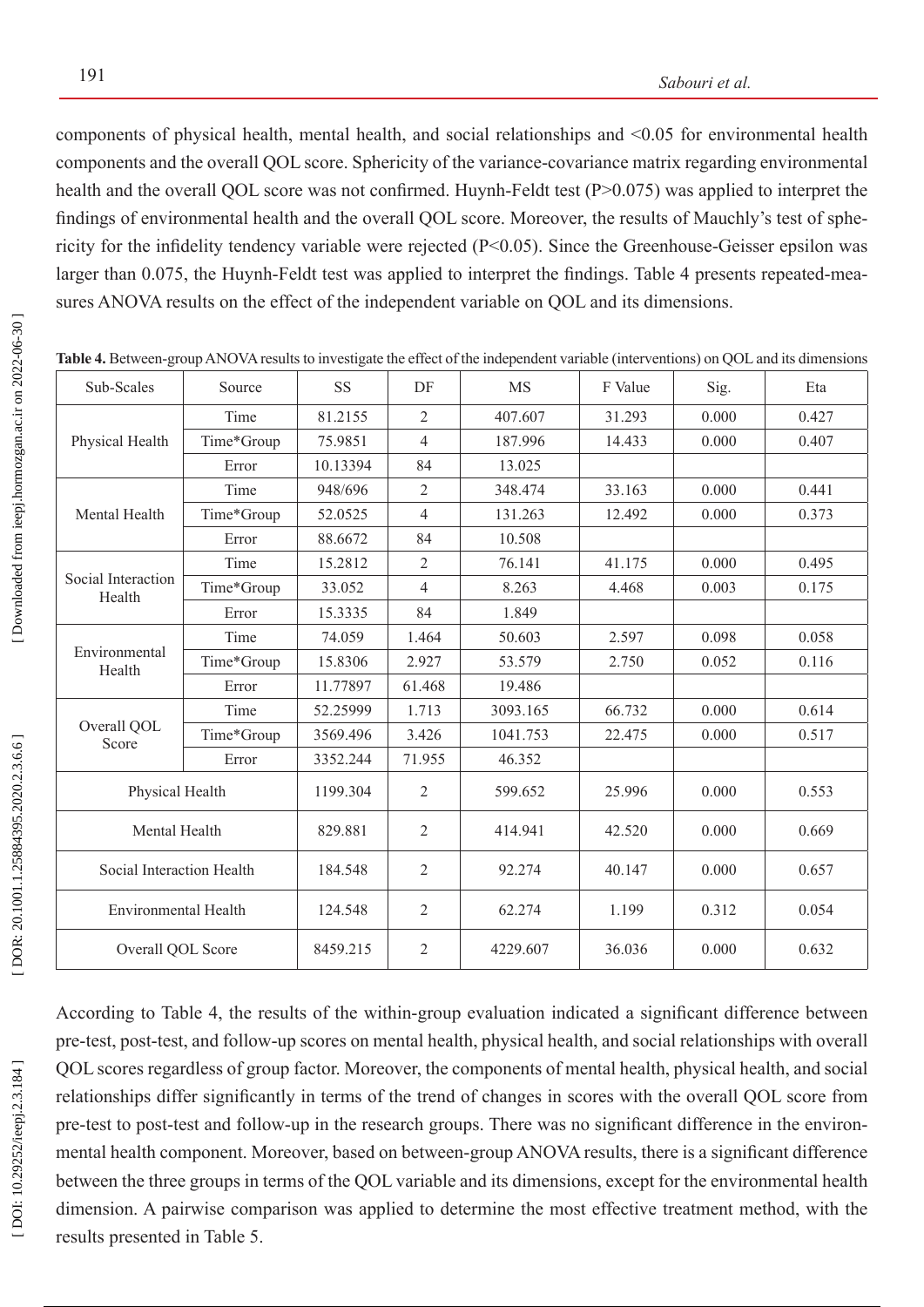components of physical health, mental health, and social relationships and <0.05 for environmental health components and the overall QOL score. Sphericity of the variance-covariance matrix regarding environmental health and the overall QOL score was not confirmed. Huynh-Feldt test (P>0.075) was applied to interpret the findings of environmental health and the overall QOL score. Moreover, the results of Mauchly's test of sphericity for the infidelity tendency variable were rejected (P<0.05). Since the Greenhouse-Geisser epsilon was larger than 0.075, the Huynh-Feldt test was applied to interpret the findings. Table 4 presents repeated-measures ANOVA results on the effect of the independent variable on QOL and its dimensions.

**Table 4.** Between-group ANOVA results to investigate the effect of the independent variable (interventions) on QOL and its dimensions

| Sub-Scales | Source | SS | DF | MS | F Value | Sig. | Eta |
|---|---|---|---|---|---|---|---|
| Physical Health | Time | 81.2155 | 2 | 407.607 | 31.293 | 0.000 | 0.427 |
| | Time*Group | 75.9851 | 4 | 187.996 | 14.433 | 0.000 | 0.407 |
| | Error | 10.13394 | 84 | 13.025 | | | |
| Mental Health | Time | 948/696 | 2 | 348.474 | 33.163 | 0.000 | 0.441 |
| | Time*Group | 52.0525 | 4 | 131.263 | 12.492 | 0.000 | 0.373 |
| | Error | 88.6672 | 84 | 10.508 | | | |
| Social Interaction Health | Time | 15.2812 | 2 | 76.141 | 41.175 | 0.000 | 0.495 |
| | Time*Group | 33.052 | 4 | 8.263 | 4.468 | 0.003 | 0.175 |
| | Error | 15.3335 | 84 | 1.849 | | | |
| Environmental Health | Time | 74.059 | 1.464 | 50.603 | 2.597 | 0.098 | 0.058 |
| | Time*Group | 15.8306 | 2.927 | 53.579 | 2.750 | 0.052 | 0.116 |
| | Error | 11.77897 | 61.468 | 19.486 | | | |
| Overall QOL Score | Time | 52.25999 | 1.713 | 3093.165 | 66.732 | 0.000 | 0.614 |
| | Time*Group | 3569.496 | 3.426 | 1041.753 | 22.475 | 0.000 | 0.517 |
| | Error | 3352.244 | 71.955 | 46.352 | | | |
| Physical Health | | 1199.304 | 2 | 599.652 | 25.996 | 0.000 | 0.553 |
| Mental Health | | 829.881 | 2 | 414.941 | 42.520 | 0.000 | 0.669 |
| Social Interaction Health | | 184.548 | 2 | 92.274 | 40.147 | 0.000 | 0.657 |
| Environmental Health | | 124.548 | 2 | 62.274 | 1.199 | 0.312 | 0.054 |
| Overall QOL Score | | 8459.215 | 2 | 4229.607 | 36.036 | 0.000 | 0.632 |

According to Table 4, the results of the within-group evaluation indicated a significant difference between pre-test, post-test, and follow-up scores on mental health, physical health, and social relationships with overall QOL scores regardless of group factor. Moreover, the components of mental health, physical health, and social relationships differ significantly in terms of the trend of changes in scores with the overall QOL score from pre-test to post-test and follow-up in the research groups. There was no significant difference in the environmental health component. Moreover, based on between-group ANOVA results, there is a significant difference between the three groups in terms of the QOL variable and its dimensions, except for the environmental health dimension. A pairwise comparison was applied to determine the most effective treatment method, with the results presented in Table 5.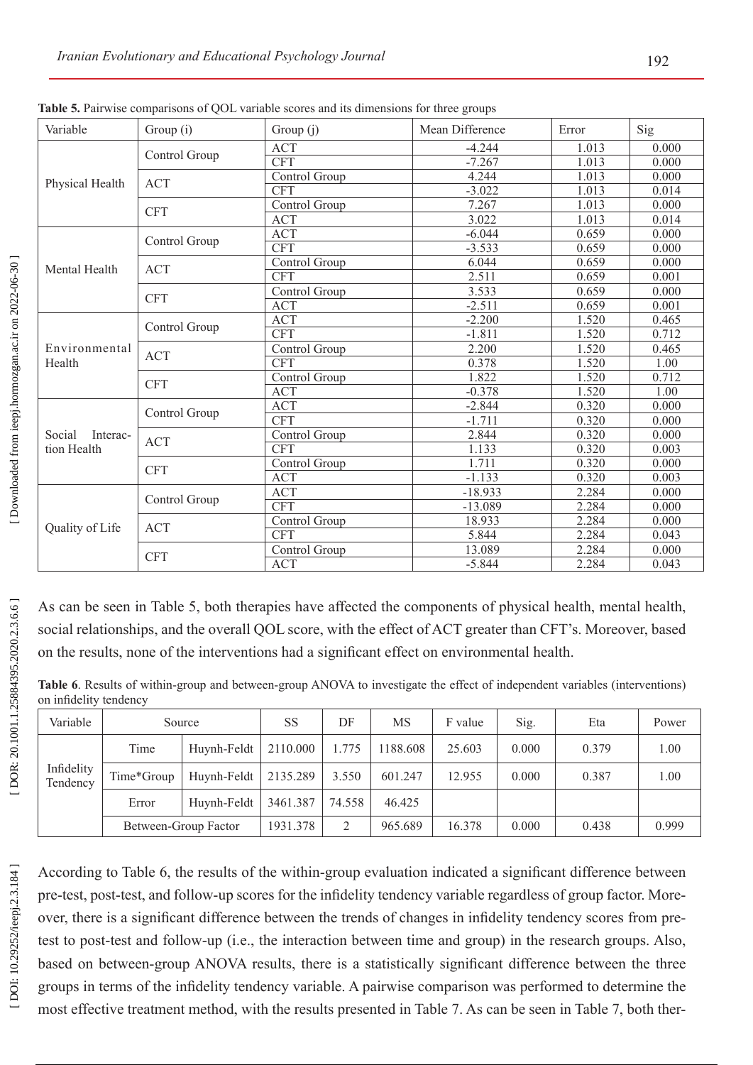**Table 5.** Pairwise comparisons of QOL variable scores and its dimensions for three groups

| Variable | Group (i) | Group (j) | Mean Difference | Error | Sig |
|---|---|---|---|---|---|
| Physical Health | Control Group | ACT | -4.244 | 1.013 | 0.000 |
| | | CFT | -7.267 | 1.013 | 0.000 |
| | ACT | Control Group | 4.244 | 1.013 | 0.000 |
| | | CFT | -3.022 | 1.013 | 0.014 |
| | CFT | Control Group | 7.267 | 1.013 | 0.000 |
| | | ACT | 3.022 | 1.013 | 0.014 |
| Mental Health | Control Group | ACT | -6.044 | 0.659 | 0.000 |
| | | CFT | -3.533 | 0.659 | 0.000 |
| | ACT | Control Group | 6.044 | 0.659 | 0.000 |
| | | CFT | 2.511 | 0.659 | 0.001 |
| | CFT | Control Group | 3.533 | 0.659 | 0.000 |
| | | ACT | -2.511 | 0.659 | 0.001 |
| Environmental Health | Control Group | ACT | -2.200 | 1.520 | 0.465 |
| | | CFT | -1.811 | 1.520 | 0.712 |
| | ACT | Control Group | 2.200 | 1.520 | 0.465 |
| | | CFT | 0.378 | 1.520 | 1.00 |
| | CFT | Control Group | 1.822 | 1.520 | 0.712 |
| | | ACT | -0.378 | 1.520 | 1.00 |
| Social Interaction Health | Control Group | ACT | -2.844 | 0.320 | 0.000 |
| | | CFT | -1.711 | 0.320 | 0.000 |
| | ACT | Control Group | 2.844 | 0.320 | 0.000 |
| | | CFT | 1.133 | 0.320 | 0.003 |
| | CFT | Control Group | 1.711 | 0.320 | 0.000 |
| | | ACT | -1.133 | 0.320 | 0.003 |
| Quality of Life | Control Group | ACT | -18.933 | 2.284 | 0.000 |
| | | CFT | -13.089 | 2.284 | 0.000 |
| | ACT | Control Group | 18.933 | 2.284 | 0.000 |
| | | CFT | 5.844 | 2.284 | 0.043 |
| | CFT | Control Group | 13.089 | 2.284 | 0.000 |
| | | ACT | -5.844 | 2.284 | 0.043 |

As can be seen in Table 5, both therapies have affected the components of physical health, mental health, social relationships, and the overall QOL score, with the effect of ACT greater than CFT's. Moreover, based on the results, none of the interventions had a significant effect on environmental health.

**Table 6**. Results of within-group and between-group ANOVA to investigate the effect of independent variables (interventions) on infidelity tendency

| Variable | Source | | SS | DF | MS | F value | Sig. | Eta | Power |
|---|---|---|---|---|---|---|---|---|---|
| Infidelity Tendency | Time | Huynh-Feldt | 2110.000 | 1.775 | 1188.608 | 25.603 | 0.000 | 0.379 | 1.00 |
| | Time*Group | Huynh-Feldt | 2135.289 | 3.550 | 601.247 | 12.955 | 0.000 | 0.387 | 1.00 |
| | Error | Huynh-Feldt | 3461.387 | 74.558 | 46.425 | | | | |
| | Between-Group Factor | | 1931.378 | 2 | 965.689 | 16.378 | 0.000 | 0.438 | 0.999 |

According to Table 6, the results of the within-group evaluation indicated a significant difference between pre-test, post-test, and follow-up scores for the infidelity tendency variable regardless of group factor. Moreover, there is a significant difference between the trends of changes in infidelity tendency scores from pre-test to post-test and follow-up (i.e., the interaction between time and group) in the research groups. Also, based on between-group ANOVA results, there is a statistically significant difference between the three groups in terms of the infidelity tendency variable. A pairwise comparison was performed to determine the most effective treatment method, with the results presented in Table 7. As can be seen in Table 7, both ther-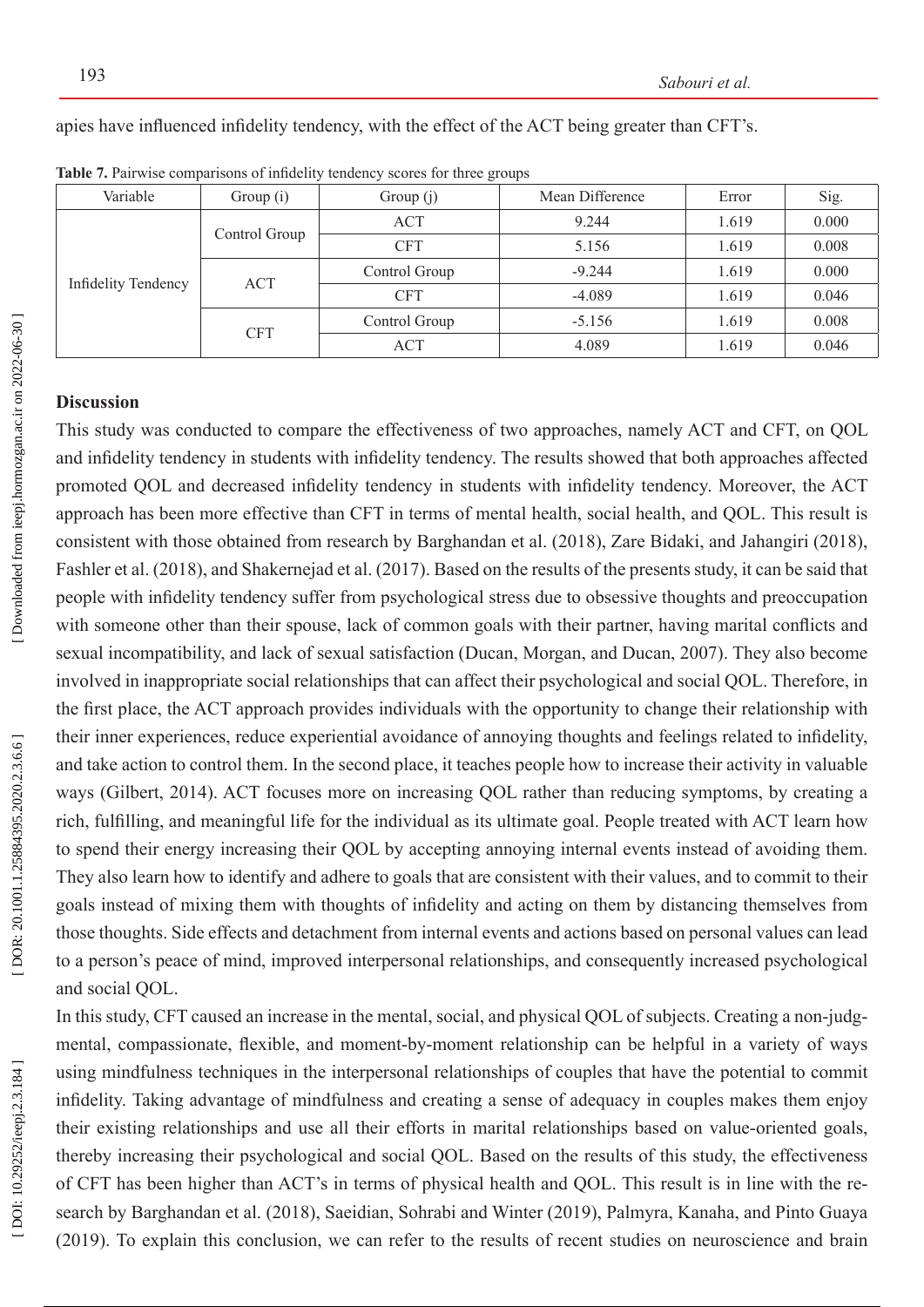apies have influenced infidelity tendency, with the effect of the ACT being greater than CFT's.

**Table 7.** Pairwise comparisons of infidelity tendency scores for three groups

| Variable | Group (i) | Group (j) | Mean Difference | Error | Sig. |
|---|---|---|---|---|---|
| Infidelity Tendency | Control Group | ACT | 9.244 | 1.619 | 0.000 |
| | | CFT | 5.156 | 1.619 | 0.008 |
| | ACT | Control Group | -9.244 | 1.619 | 0.000 |
| | | CFT | -4.089 | 1.619 | 0.046 |
| | CFT | Control Group | -5.156 | 1.619 | 0.008 |
| | | ACT | 4.089 | 1.619 | 0.046 |

## Discussion

This study was conducted to compare the effectiveness of two approaches, namely ACT and CFT, on QOL and infidelity tendency in students with infidelity tendency. The results showed that both approaches affected promoted QOL and decreased infidelity tendency in students with infidelity tendency. Moreover, the ACT approach has been more effective than CFT in terms of mental health, social health, and QOL. This result is consistent with those obtained from research by Barghandan et al. (2018), Zare Bidaki, and Jahangiri (2018), Fashler et al. (2018), and Shakernejad et al. (2017). Based on the results of the presents study, it can be said that people with infidelity tendency suffer from psychological stress due to obsessive thoughts and preoccupation with someone other than their spouse, lack of common goals with their partner, having marital conflicts and sexual incompatibility, and lack of sexual satisfaction (Ducan, Morgan, and Ducan, 2007). They also become involved in inappropriate social relationships that can affect their psychological and social QOL. Therefore, in the first place, the ACT approach provides individuals with the opportunity to change their relationship with their inner experiences, reduce experiential avoidance of annoying thoughts and feelings related to infidelity, and take action to control them. In the second place, it teaches people how to increase their activity in valuable ways (Gilbert, 2014). ACT focuses more on increasing QOL rather than reducing symptoms, by creating a rich, fulfilling, and meaningful life for the individual as its ultimate goal. People treated with ACT learn how to spend their energy increasing their QOL by accepting annoying internal events instead of avoiding them. They also learn how to identify and adhere to goals that are consistent with their values, and to commit to their goals instead of mixing them with thoughts of infidelity and acting on them by distancing themselves from those thoughts. Side effects and detachment from internal events and actions based on personal values can lead to a person's peace of mind, improved interpersonal relationships, and consequently increased psychological and social QOL.

In this study, CFT caused an increase in the mental, social, and physical QOL of subjects. Creating a non-judgmental, compassionate, flexible, and moment-by-moment relationship can be helpful in a variety of ways using mindfulness techniques in the interpersonal relationships of couples that have the potential to commit infidelity. Taking advantage of mindfulness and creating a sense of adequacy in couples makes them enjoy their existing relationships and use all their efforts in marital relationships based on value-oriented goals, thereby increasing their psychological and social QOL. Based on the results of this study, the effectiveness of CFT has been higher than ACT's in terms of physical health and QOL. This result is in line with the research by Barghandan et al. (2018), Saeidian, Sohrabi and Winter (2019), Palmyra, Kanaha, and Pinto Guaya (2019). To explain this conclusion, we can refer to the results of recent studies on neuroscience and brain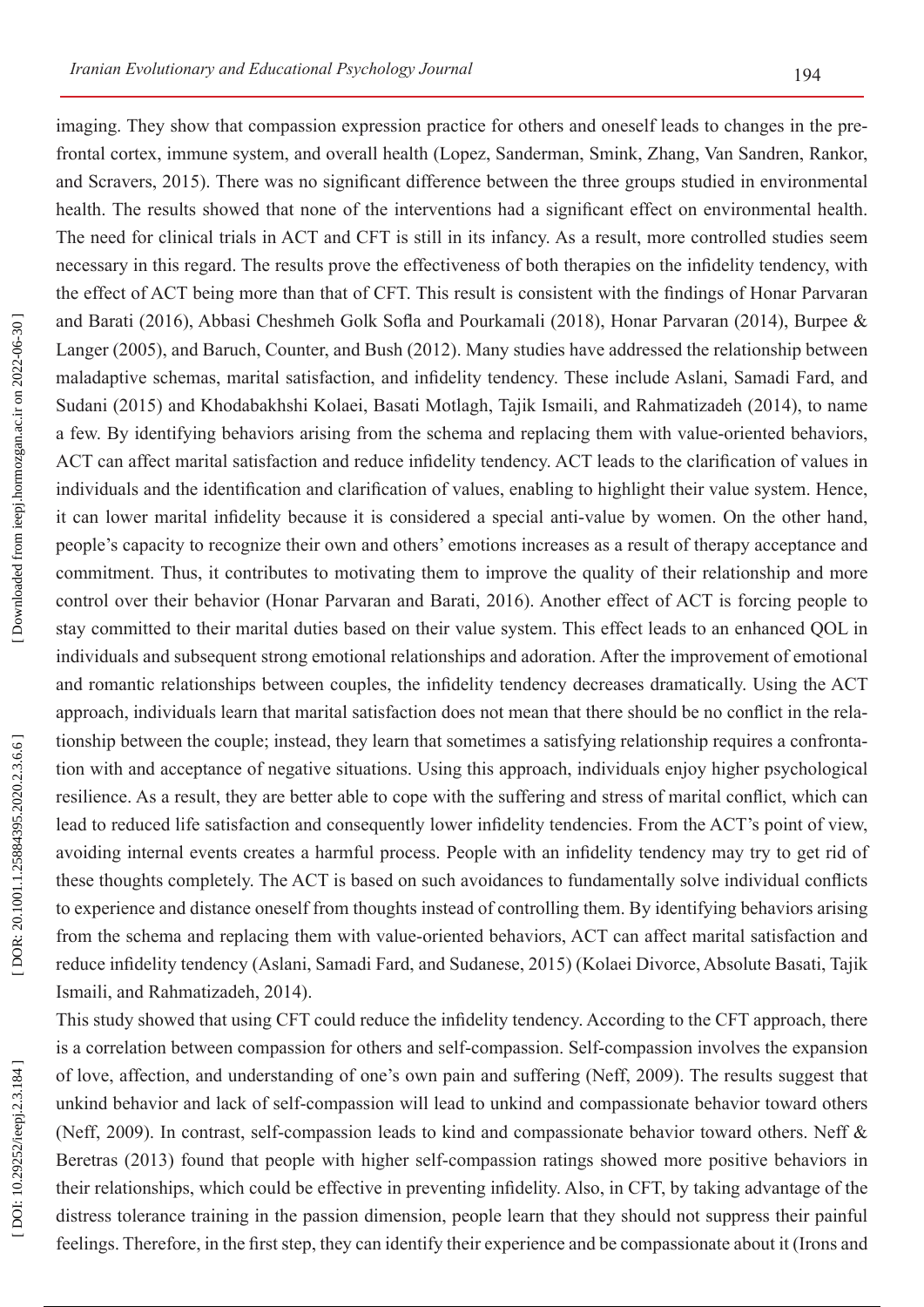imaging. They show that compassion expression practice for others and oneself leads to changes in the pre-frontal cortex, immune system, and overall health (Lopez, Sanderman, Smink, Zhang, Van Sandren, Rankor, and Scravers, 2015). There was no significant difference between the three groups studied in environmental health. The results showed that none of the interventions had a significant effect on environmental health. The need for clinical trials in ACT and CFT is still in its infancy. As a result, more controlled studies seem necessary in this regard. The results prove the effectiveness of both therapies on the infidelity tendency, with the effect of ACT being more than that of CFT. This result is consistent with the findings of Honar Parvaran and Barati (2016), Abbasi Cheshmeh Golk Sofla and Pourkamali (2018), Honar Parvaran (2014), Burpee & Langer (2005), and Baruch, Counter, and Bush (2012). Many studies have addressed the relationship between maladaptive schemas, marital satisfaction, and infidelity tendency. These include Aslani, Samadi Fard, and Sudani (2015) and Khodabakhshi Kolaei, Basati Motlagh, Tajik Ismaili, and Rahmatizadeh (2014), to name a few. By identifying behaviors arising from the schema and replacing them with value-oriented behaviors, ACT can affect marital satisfaction and reduce infidelity tendency. ACT leads to the clarification of values in individuals and the identification and clarification of values, enabling to highlight their value system. Hence, it can lower marital infidelity because it is considered a special anti-value by women. On the other hand, people's capacity to recognize their own and others' emotions increases as a result of therapy acceptance and commitment. Thus, it contributes to motivating them to improve the quality of their relationship and more control over their behavior (Honar Parvaran and Barati, 2016). Another effect of ACT is forcing people to stay committed to their marital duties based on their value system. This effect leads to an enhanced QOL in individuals and subsequent strong emotional relationships and adoration. After the improvement of emotional and romantic relationships between couples, the infidelity tendency decreases dramatically. Using the ACT approach, individuals learn that marital satisfaction does not mean that there should be no conflict in the relationship between the couple; instead, they learn that sometimes a satisfying relationship requires a confrontation with and acceptance of negative situations. Using this approach, individuals enjoy higher psychological resilience. As a result, they are better able to cope with the suffering and stress of marital conflict, which can lead to reduced life satisfaction and consequently lower infidelity tendencies. From the ACT's point of view, avoiding internal events creates a harmful process. People with an infidelity tendency may try to get rid of these thoughts completely. The ACT is based on such avoidances to fundamentally solve individual conflicts to experience and distance oneself from thoughts instead of controlling them. By identifying behaviors arising from the schema and replacing them with value-oriented behaviors, ACT can affect marital satisfaction and reduce infidelity tendency (Aslani, Samadi Fard, and Sudanese, 2015) (Kolaei Divorce, Absolute Basati, Tajik Ismaili, and Rahmatizadeh, 2014).

This study showed that using CFT could reduce the infidelity tendency. According to the CFT approach, there is a correlation between compassion for others and self-compassion. Self-compassion involves the expansion of love, affection, and understanding of one's own pain and suffering (Neff, 2009). The results suggest that unkind behavior and lack of self-compassion will lead to unkind and compassionate behavior toward others (Neff, 2009). In contrast, self-compassion leads to kind and compassionate behavior toward others. Neff & Beretras (2013) found that people with higher self-compassion ratings showed more positive behaviors in their relationships, which could be effective in preventing infidelity. Also, in CFT, by taking advantage of the distress tolerance training in the passion dimension, people learn that they should not suppress their painful feelings. Therefore, in the first step, they can identify their experience and be compassionate about it (Irons and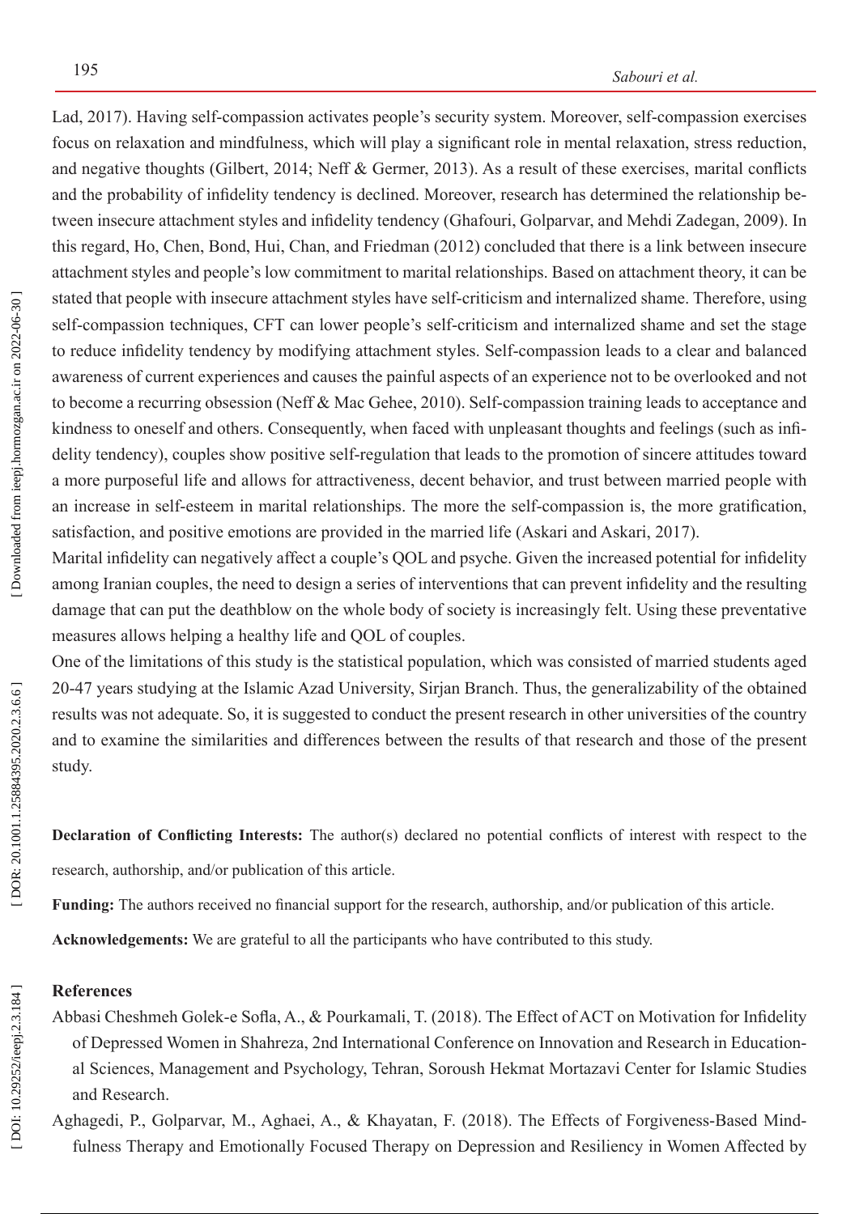Lad, 2017). Having self-compassion activates people's security system. Moreover, self-compassion exercises focus on relaxation and mindfulness, which will play a significant role in mental relaxation, stress reduction, and negative thoughts (Gilbert, 2014; Neff & Germer, 2013). As a result of these exercises, marital conflicts and the probability of infidelity tendency is declined. Moreover, research has determined the relationship between insecure attachment styles and infidelity tendency (Ghafouri, Golparvar, and Mehdi Zadegan, 2009). In this regard, Ho, Chen, Bond, Hui, Chan, and Friedman (2012) concluded that there is a link between insecure attachment styles and people's low commitment to marital relationships. Based on attachment theory, it can be stated that people with insecure attachment styles have self-criticism and internalized shame. Therefore, using self-compassion techniques, CFT can lower people's self-criticism and internalized shame and set the stage to reduce infidelity tendency by modifying attachment styles. Self-compassion leads to a clear and balanced awareness of current experiences and causes the painful aspects of an experience not to be overlooked and not to become a recurring obsession (Neff & Mac Gehee, 2010). Self-compassion training leads to acceptance and kindness to oneself and others. Consequently, when faced with unpleasant thoughts and feelings (such as infidelity tendency), couples show positive self-regulation that leads to the promotion of sincere attitudes toward a more purposeful life and allows for attractiveness, decent behavior, and trust between married people with an increase in self-esteem in marital relationships. The more the self-compassion is, the more gratification, satisfaction, and positive emotions are provided in the married life (Askari and Askari, 2017).

Marital infidelity can negatively affect a couple's QOL and psyche. Given the increased potential for infidelity among Iranian couples, the need to design a series of interventions that can prevent infidelity and the resulting damage that can put the deathblow on the whole body of society is increasingly felt. Using these preventative measures allows helping a healthy life and QOL of couples.

One of the limitations of this study is the statistical population, which was consisted of married students aged 20-47 years studying at the Islamic Azad University, Sirjan Branch. Thus, the generalizability of the obtained results was not adequate. So, it is suggested to conduct the present research in other universities of the country and to examine the similarities and differences between the results of that research and those of the present study.

**Declaration of Conflicting Interests:** The author(s) declared no potential conflicts of interest with respect to the research, authorship, and/or publication of this article.

**Funding:** The authors received no financial support for the research, authorship, and/or publication of this article.

**Acknowledgements:** We are grateful to all the participants who have contributed to this study.

**References**

Abbasi Cheshmeh Golek-e Sofla, A., & Pourkamali, T. (2018). The Effect of ACT on Motivation for Infidelity of Depressed Women in Shahreza, 2nd International Conference on Innovation and Research in Educational Sciences, Management and Psychology, Tehran, Soroush Hekmat Mortazavi Center for Islamic Studies and Research.

Aghagedi, P., Golparvar, M., Aghaei, A., & Khayatan, F. (2018). The Effects of Forgiveness-Based Mindfulness Therapy and Emotionally Focused Therapy on Depression and Resiliency in Women Affected by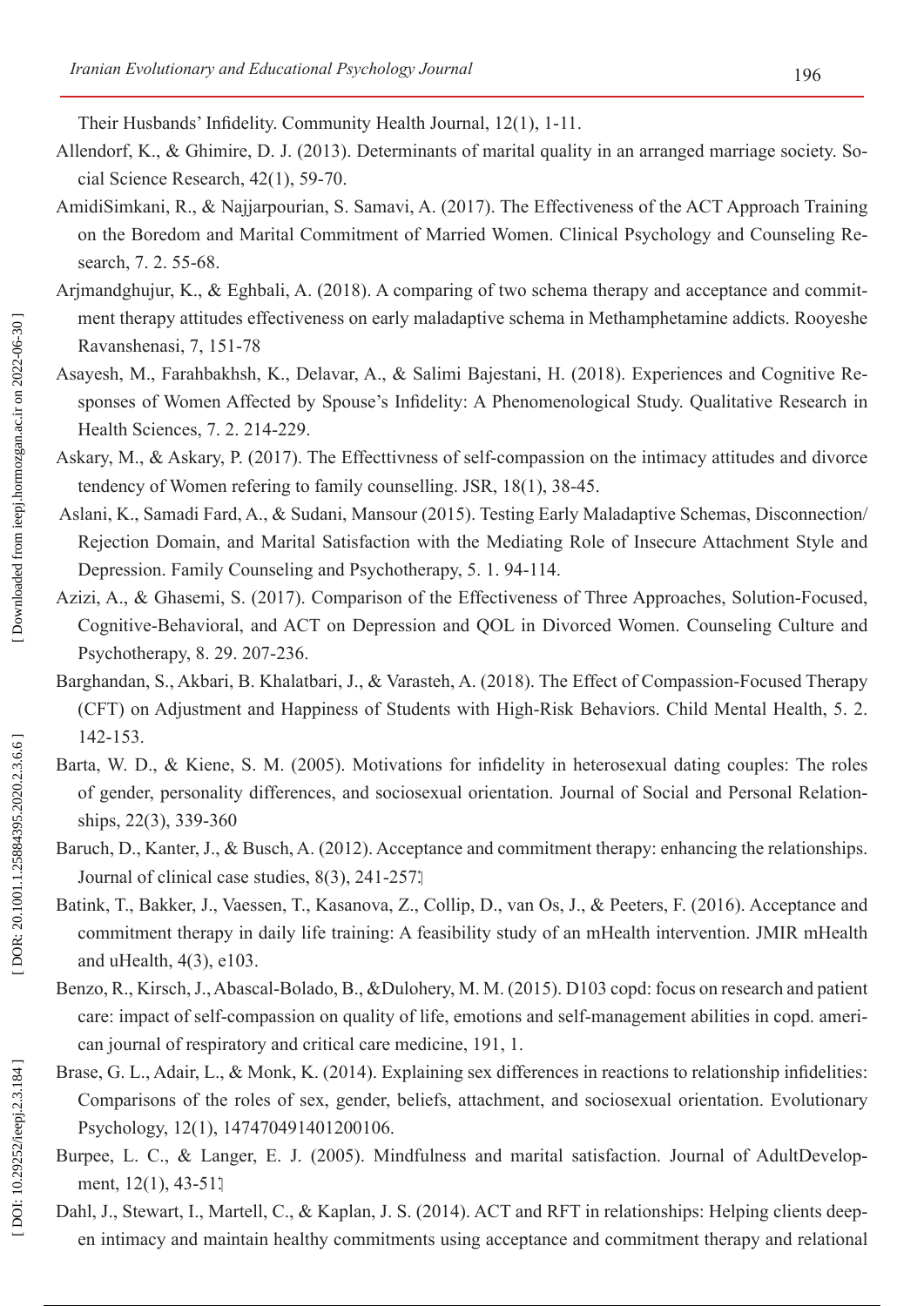Their Husbands' Infidelity. Community Health Journal, 12(1), 1-11.

Allendorf, K., & Ghimire, D. J. (2013). Determinants of marital quality in an arranged marriage society. Social Science Research, 42(1), 59-70.

AmidiSimkani, R., & Najjarpourian, S. Samavi, A. (2017). The Effectiveness of the ACT Approach Training on the Boredom and Marital Commitment of Married Women. Clinical Psychology and Counseling Research, 7. 2. 55-68.

Arjmandghujur, K., & Eghbali, A. (2018). A comparing of two schema therapy and acceptance and commitment therapy attitudes effectiveness on early maladaptive schema in Methamphetamine addicts. Rooyeshe Ravanshenasi, 7, 151-78

Asayesh, M., Farahbakhsh, K., Delavar, A., & Salimi Bajestani, H. (2018). Experiences and Cognitive Responses of Women Affected by Spouse's Infidelity: A Phenomenological Study. Qualitative Research in Health Sciences, 7. 2. 214-229.

Askary, M., & Askary, P. (2017). The Effecttivness of self-compassion on the intimacy attitudes and divorce tendency of Women refering to family counselling. JSR, 18(1), 38-45.

Aslani, K., Samadi Fard, A., & Sudani, Mansour (2015). Testing Early Maladaptive Schemas, Disconnection/ Rejection Domain, and Marital Satisfaction with the Mediating Role of Insecure Attachment Style and Depression. Family Counseling and Psychotherapy, 5. 1. 94-114.

Azizi, A., & Ghasemi, S. (2017). Comparison of the Effectiveness of Three Approaches, Solution-Focused, Cognitive-Behavioral, and ACT on Depression and QOL in Divorced Women. Counseling Culture and Psychotherapy, 8. 29. 207-236.

Barghandan, S., Akbari, B. Khalatbari, J., & Varasteh, A. (2018). The Effect of Compassion-Focused Therapy (CFT) on Adjustment and Happiness of Students with High-Risk Behaviors. Child Mental Health, 5. 2. 142-153.

Barta, W. D., & Kiene, S. M. (2005). Motivations for infidelity in heterosexual dating couples: The roles of gender, personality differences, and sociosexual orientation. Journal of Social and Personal Relationships, 22(3), 339-360

Baruch, D., Kanter, J., & Busch, A. (2012). Acceptance and commitment therapy: enhancing the relationships. Journal of clinical case studies, 8(3), 241-257.

Batink, T., Bakker, J., Vaessen, T., Kasanova, Z., Collip, D., van Os, J., & Peeters, F. (2016). Acceptance and commitment therapy in daily life training: A feasibility study of an mHealth intervention. JMIR mHealth and uHealth, 4(3), e103.

Benzo, R., Kirsch, J., Abascal-Bolado, B., &Dulohery, M. M. (2015). D103 copd: focus on research and patient care: impact of self-compassion on quality of life, emotions and self-management abilities in copd. american journal of respiratory and critical care medicine, 191, 1.

Brase, G. L., Adair, L., & Monk, K. (2014). Explaining sex differences in reactions to relationship infidelities: Comparisons of the roles of sex, gender, beliefs, attachment, and sociosexual orientation. Evolutionary Psychology, 12(1), 147470491401200106.

Burpee, L. C., & Langer, E. J. (2005). Mindfulness and marital satisfaction. Journal of AdultDevelopment, 12(1), 43-51.

Dahl, J., Stewart, I., Martell, C., & Kaplan, J. S. (2014). ACT and RFT in relationships: Helping clients deepen intimacy and maintain healthy commitments using acceptance and commitment therapy and relational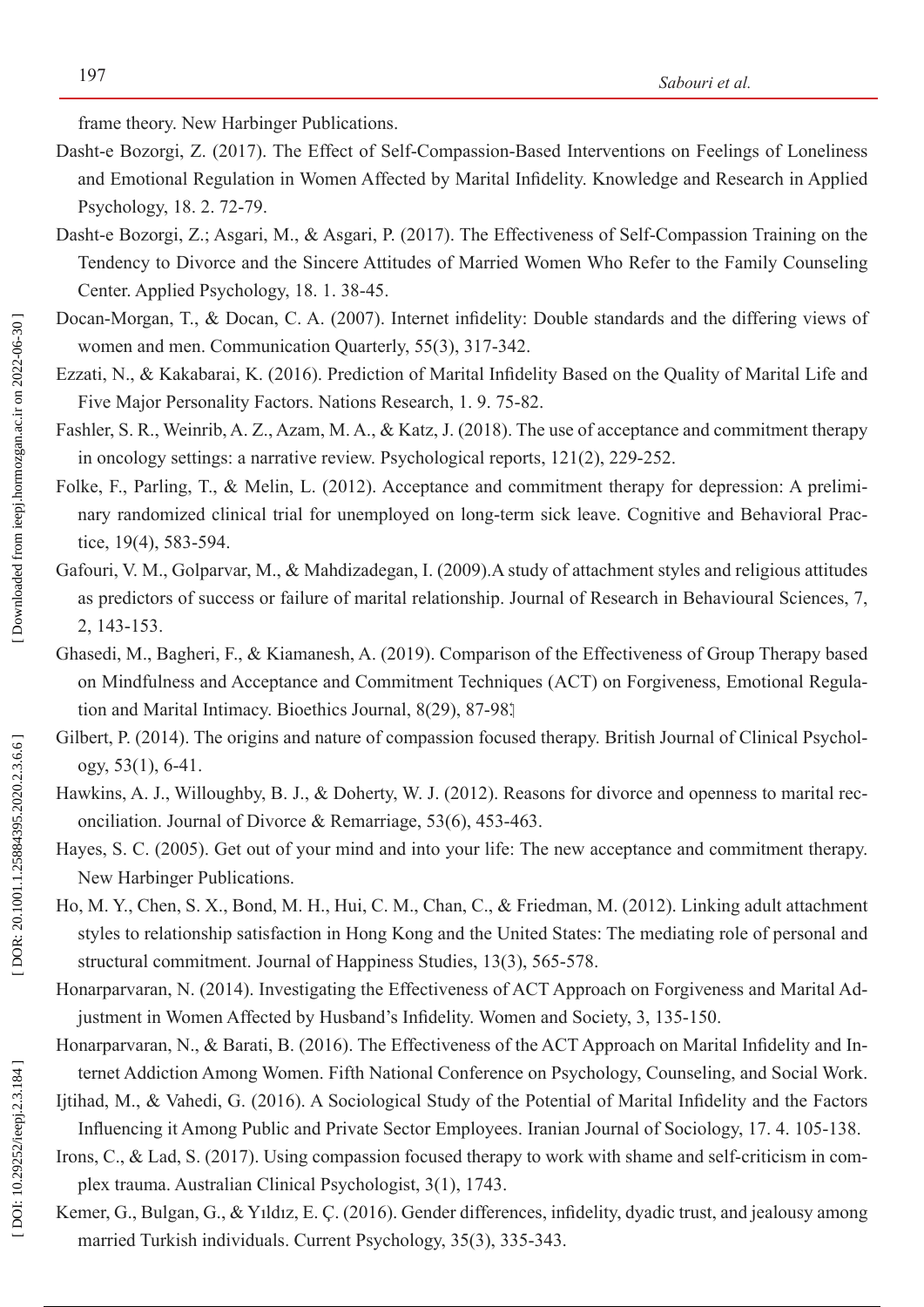frame theory. New Harbinger Publications.

Dasht-e Bozorgi, Z. (2017). The Effect of Self-Compassion-Based Interventions on Feelings of Loneliness and Emotional Regulation in Women Affected by Marital Infidelity. Knowledge and Research in Applied Psychology, 18. 2. 72-79.

Dasht-e Bozorgi, Z.; Asgari, M., & Asgari, P. (2017). The Effectiveness of Self-Compassion Training on the Tendency to Divorce and the Sincere Attitudes of Married Women Who Refer to the Family Counseling Center. Applied Psychology, 18. 1. 38-45.

Docan-Morgan, T., & Docan, C. A. (2007). Internet infidelity: Double standards and the differing views of women and men. Communication Quarterly, 55(3), 317-342.

Ezzati, N., & Kakabarai, K. (2016). Prediction of Marital Infidelity Based on the Quality of Marital Life and Five Major Personality Factors. Nations Research, 1. 9. 75-82.

Fashler, S. R., Weinrib, A. Z., Azam, M. A., & Katz, J. (2018). The use of acceptance and commitment therapy in oncology settings: a narrative review. Psychological reports, 121(2), 229-252.

Folke, F., Parling, T., & Melin, L. (2012). Acceptance and commitment therapy for depression: A preliminary randomized clinical trial for unemployed on long-term sick leave. Cognitive and Behavioral Practice, 19(4), 583-594.

Gafouri, V. M., Golparvar, M., & Mahdizadegan, I. (2009).A study of attachment styles and religious attitudes as predictors of success or failure of marital relationship. Journal of Research in Behavioural Sciences, 7, 2, 143-153.

Ghasedi, M., Bagheri, F., & Kiamanesh, A. (2019). Comparison of the Effectiveness of Group Therapy based on Mindfulness and Acceptance and Commitment Techniques (ACT) on Forgiveness, Emotional Regulation and Marital Intimacy. Bioethics Journal, 8(29), 87-98]

Gilbert, P. (2014). The origins and nature of compassion focused therapy. British Journal of Clinical Psychology, 53(1), 6-41.

Hawkins, A. J., Willoughby, B. J., & Doherty, W. J. (2012). Reasons for divorce and openness to marital reconciliation. Journal of Divorce & Remarriage, 53(6), 453-463.

Hayes, S. C. (2005). Get out of your mind and into your life: The new acceptance and commitment therapy. New Harbinger Publications.

Ho, M. Y., Chen, S. X., Bond, M. H., Hui, C. M., Chan, C., & Friedman, M. (2012). Linking adult attachment styles to relationship satisfaction in Hong Kong and the United States: The mediating role of personal and structural commitment. Journal of Happiness Studies, 13(3), 565-578.

Honarparvaran, N. (2014). Investigating the Effectiveness of ACT Approach on Forgiveness and Marital Adjustment in Women Affected by Husband's Infidelity. Women and Society, 3, 135-150.

Honarparvaran, N., & Barati, B. (2016). The Effectiveness of the ACT Approach on Marital Infidelity and Internet Addiction Among Women. Fifth National Conference on Psychology, Counseling, and Social Work.

Ijtihad, M., & Vahedi, G. (2016). A Sociological Study of the Potential of Marital Infidelity and the Factors Influencing it Among Public and Private Sector Employees. Iranian Journal of Sociology, 17. 4. 105-138.

Irons, C., & Lad, S. (2017). Using compassion focused therapy to work with shame and self-criticism in complex trauma. Australian Clinical Psychologist, 3(1), 1743.

Kemer, G., Bulgan, G., & Yıldız, E. Ç. (2016). Gender differences, infidelity, dyadic trust, and jealousy among married Turkish individuals. Current Psychology, 35(3), 335-343.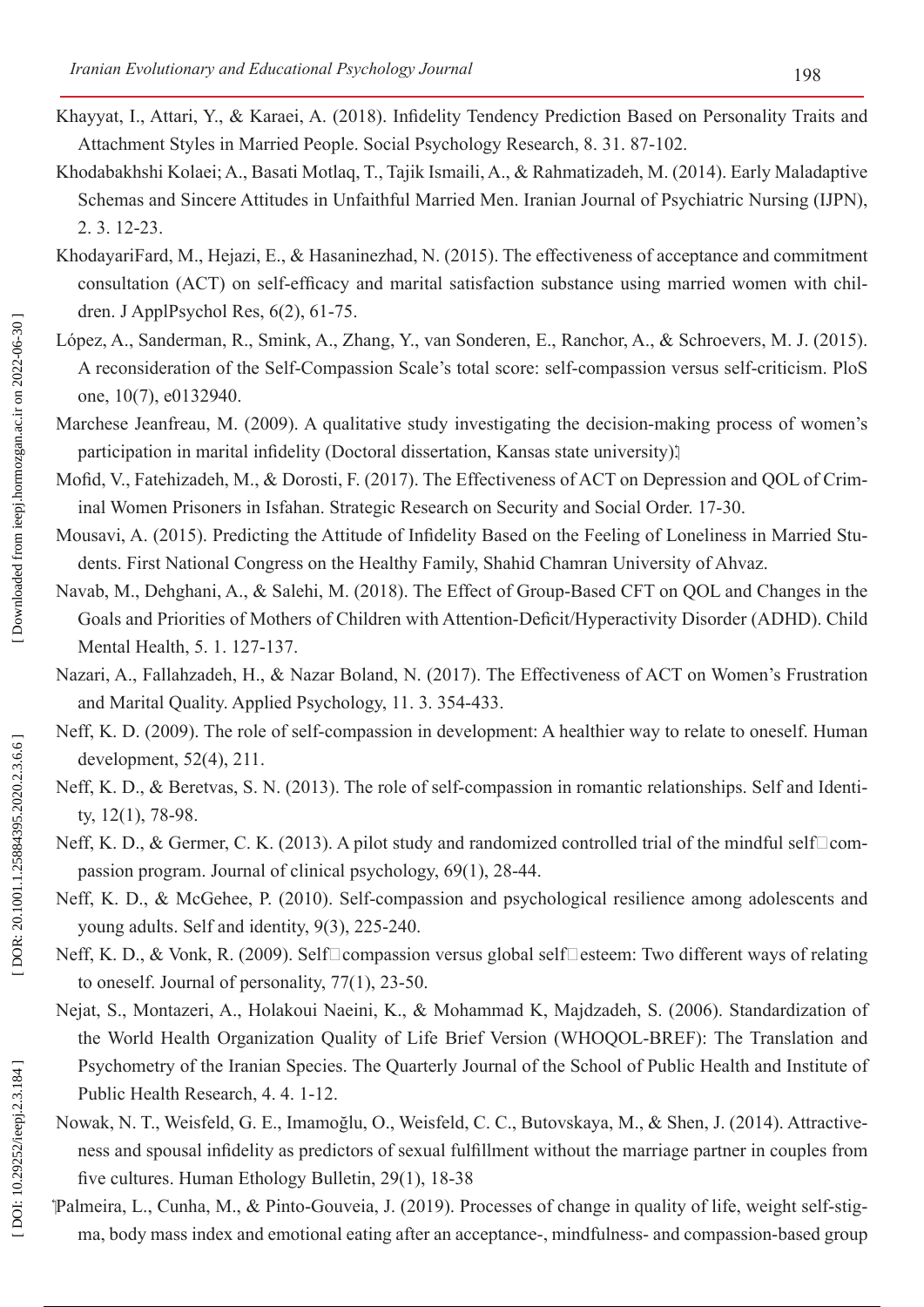Khayyat, I., Attari, Y., & Karaei, A. (2018). Infidelity Tendency Prediction Based on Personality Traits and Attachment Styles in Married People. Social Psychology Research, 8. 31. 87-102.

Khodabakhshi Kolaei; A., Basati Motlaq, T., Tajik Ismaili, A., & Rahmatizadeh, M. (2014). Early Maladaptive Schemas and Sincere Attitudes in Unfaithful Married Men. Iranian Journal of Psychiatric Nursing (IJPN), 2. 3. 12-23.

KhodayariFard, M., Hejazi, E., & Hasaninezhad, N. (2015). The effectiveness of acceptance and commitment consultation (ACT) on self-efficacy and marital satisfaction substance using married women with children. J ApplPsychol Res, 6(2), 61-75.

López, A., Sanderman, R., Smink, A., Zhang, Y., van Sonderen, E., Ranchor, A., & Schroevers, M. J. (2015). A reconsideration of the Self-Compassion Scale's total score: self-compassion versus self-criticism. PloS one, 10(7), e0132940.

Marchese Jeanfreau, M. (2009). A qualitative study investigating the decision-making process of women's participation in marital infidelity (Doctoral dissertation, Kansas state university).

Mofid, V., Fatehizadeh, M., & Dorosti, F. (2017). The Effectiveness of ACT on Depression and QOL of Criminal Women Prisoners in Isfahan. Strategic Research on Security and Social Order. 17-30.

Mousavi, A. (2015). Predicting the Attitude of Infidelity Based on the Feeling of Loneliness in Married Students. First National Congress on the Healthy Family, Shahid Chamran University of Ahvaz.

Navab, M., Dehghani, A., & Salehi, M. (2018). The Effect of Group-Based CFT on QOL and Changes in the Goals and Priorities of Mothers of Children with Attention-Deficit/Hyperactivity Disorder (ADHD). Child Mental Health, 5. 1. 127-137.

Nazari, A., Fallahzadeh, H., & Nazar Boland, N. (2017). The Effectiveness of ACT on Women's Frustration and Marital Quality. Applied Psychology, 11. 3. 354-433.

Neff, K. D. (2009). The role of self-compassion in development: A healthier way to relate to oneself. Human development, 52(4), 211.

Neff, K. D., & Beretvas, S. N. (2013). The role of self-compassion in romantic relationships. Self and Identity, 12(1), 78-98.

Neff, K. D., & Germer, C. K. (2013). A pilot study and randomized controlled trial of the mindful self-compassion program. Journal of clinical psychology, 69(1), 28-44.

Neff, K. D., & McGehee, P. (2010). Self-compassion and psychological resilience among adolescents and young adults. Self and identity, 9(3), 225-240.

Neff, K. D., & Vonk, R. (2009). Self-compassion versus global self-esteem: Two different ways of relating to oneself. Journal of personality, 77(1), 23-50.

Nejat, S., Montazeri, A., Holakoui Naeini, K., & Mohammad K, Majdzadeh, S. (2006). Standardization of the World Health Organization Quality of Life Brief Version (WHOQOL-BREF): The Translation and Psychometry of the Iranian Species. The Quarterly Journal of the School of Public Health and Institute of Public Health Research, 4. 4. 1-12.

Nowak, N. T., Weisfeld, G. E., Imamoğlu, O., Weisfeld, C. C., Butovskaya, M., & Shen, J. (2014). Attractiveness and spousal infidelity as predictors of sexual fulfillment without the marriage partner in couples from five cultures. Human Ethology Bulletin, 29(1), 18-38

Palmeira, L., Cunha, M., & Pinto-Gouveia, J. (2019). Processes of change in quality of life, weight self-stigma, body mass index and emotional eating after an acceptance-, mindfulness- and compassion-based group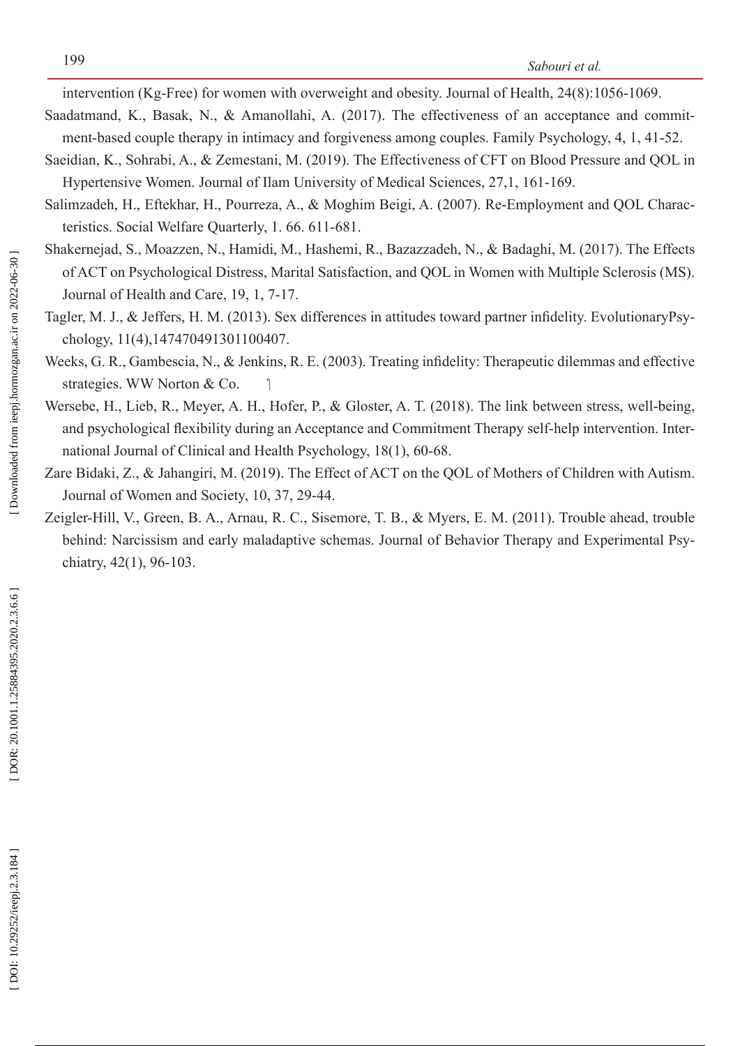intervention (Kg-Free) for women with overweight and obesity. Journal of Health, 24(8):1056-1069.

Saadatmand, K., Basak, N., & Amanollahi, A. (2017). The effectiveness of an acceptance and commitment-based couple therapy in intimacy and forgiveness among couples. Family Psychology, 4, 1, 41-52.

Saeidian, K., Sohrabi, A., & Zemestani, M. (2019). The Effectiveness of CFT on Blood Pressure and QOL in Hypertensive Women. Journal of Ilam University of Medical Sciences, 27,1, 161-169.

Salimzadeh, H., Eftekhar, H., Pourreza, A., & Moghim Beigi, A. (2007). Re-Employment and QOL Characteristics. Social Welfare Quarterly, 1. 66. 611-681.

Shakernejad, S., Moazzen, N., Hamidi, M., Hashemi, R., Bazazzadeh, N., & Badaghi, M. (2017). The Effects of ACT on Psychological Distress, Marital Satisfaction, and QOL in Women with Multiple Sclerosis (MS). Journal of Health and Care, 19, 1, 7-17.

Tagler, M. J., & Jeffers, H. M. (2013). Sex differences in attitudes toward partner infidelity. EvolutionaryPsychology, 11(4),147470491301100407.

Weeks, G. R., Gambescia, N., & Jenkins, R. E. (2003). Treating infidelity: Therapeutic dilemmas and effective strategies. WW Norton & Co.

Wersebe, H., Lieb, R., Meyer, A. H., Hofer, P., & Gloster, A. T. (2018). The link between stress, well-being, and psychological flexibility during an Acceptance and Commitment Therapy self-help intervention. International Journal of Clinical and Health Psychology, 18(1), 60-68.

Zare Bidaki, Z., & Jahangiri, M. (2019). The Effect of ACT on the QOL of Mothers of Children with Autism. Journal of Women and Society, 10, 37, 29-44.

Zeigler-Hill, V., Green, B. A., Arnau, R. C., Sisemore, T. B., & Myers, E. M. (2011). Trouble ahead, trouble behind: Narcissism and early maladaptive schemas. Journal of Behavior Therapy and Experimental Psychiatry, 42(1), 96-103.